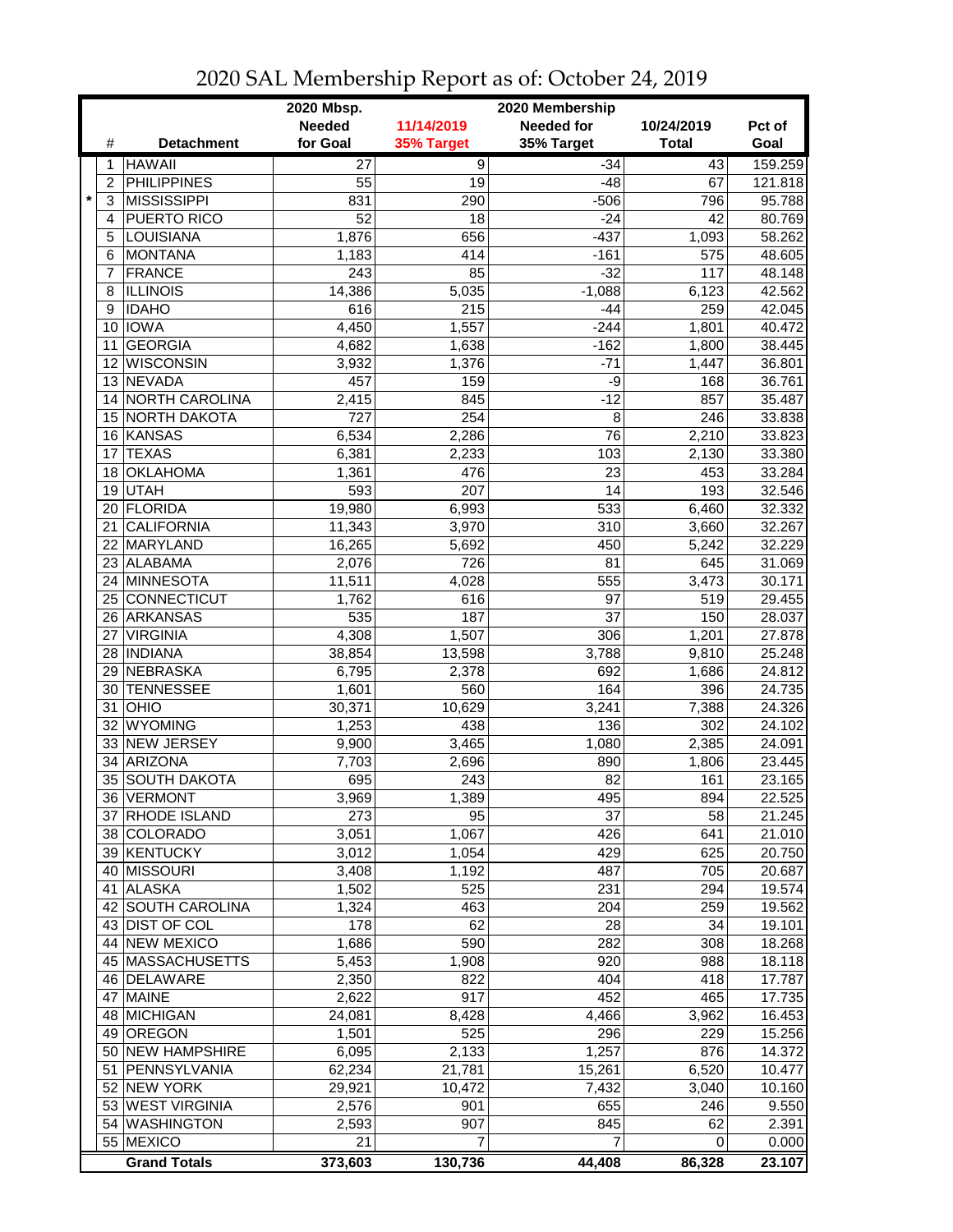# 2020 SAL Membership Report as of: October 24, 2019

| | # | Detachment | 2020 Mbsp. Needed for Goal | 11/14/2019 35% Target | 2020 Membership Needed for 35% Target | 10/24/2019 Total | Pct of Goal |
|---|---|---|---|---|---|---|---|
| | 1 | HAWAII | 27 | 9 | -34 | 43 | 159.259 |
| | 2 | PHILIPPINES | 55 | 19 | -48 | 67 | 121.818 |
| * | 3 | MISSISSIPPI | 831 | 290 | -506 | 796 | 95.788 |
| | 4 | PUERTO RICO | 52 | 18 | -24 | 42 | 80.769 |
| | 5 | LOUISIANA | 1,876 | 656 | -437 | 1,093 | 58.262 |
| | 6 | MONTANA | 1,183 | 414 | -161 | 575 | 48.605 |
| | 7 | FRANCE | 243 | 85 | -32 | 117 | 48.148 |
| | 8 | ILLINOIS | 14,386 | 5,035 | -1,088 | 6,123 | 42.562 |
| | 9 | IDAHO | 616 | 215 | -44 | 259 | 42.045 |
| | 10 | IOWA | 4,450 | 1,557 | -244 | 1,801 | 40.472 |
| | 11 | GEORGIA | 4,682 | 1,638 | -162 | 1,800 | 38.445 |
| | 12 | WISCONSIN | 3,932 | 1,376 | -71 | 1,447 | 36.801 |
| | 13 | NEVADA | 457 | 159 | -9 | 168 | 36.761 |
| | 14 | NORTH CAROLINA | 2,415 | 845 | -12 | 857 | 35.487 |
| | 15 | NORTH DAKOTA | 727 | 254 | 8 | 246 | 33.838 |
| | 16 | KANSAS | 6,534 | 2,286 | 76 | 2,210 | 33.823 |
| | 17 | TEXAS | 6,381 | 2,233 | 103 | 2,130 | 33.380 |
| | 18 | OKLAHOMA | 1,361 | 476 | 23 | 453 | 33.284 |
| | 19 | UTAH | 593 | 207 | 14 | 193 | 32.546 |
| | 20 | FLORIDA | 19,980 | 6,993 | 533 | 6,460 | 32.332 |
| | 21 | CALIFORNIA | 11,343 | 3,970 | 310 | 3,660 | 32.267 |
| | 22 | MARYLAND | 16,265 | 5,692 | 450 | 5,242 | 32.229 |
| | 23 | ALABAMA | 2,076 | 726 | 81 | 645 | 31.069 |
| | 24 | MINNESOTA | 11,511 | 4,028 | 555 | 3,473 | 30.171 |
| | 25 | CONNECTICUT | 1,762 | 616 | 97 | 519 | 29.455 |
| | 26 | ARKANSAS | 535 | 187 | 37 | 150 | 28.037 |
| | 27 | VIRGINIA | 4,308 | 1,507 | 306 | 1,201 | 27.878 |
| | 28 | INDIANA | 38,854 | 13,598 | 3,788 | 9,810 | 25.248 |
| | 29 | NEBRASKA | 6,795 | 2,378 | 692 | 1,686 | 24.812 |
| | 30 | TENNESSEE | 1,601 | 560 | 164 | 396 | 24.735 |
| | 31 | OHIO | 30,371 | 10,629 | 3,241 | 7,388 | 24.326 |
| | 32 | WYOMING | 1,253 | 438 | 136 | 302 | 24.102 |
| | 33 | NEW JERSEY | 9,900 | 3,465 | 1,080 | 2,385 | 24.091 |
| | 34 | ARIZONA | 7,703 | 2,696 | 890 | 1,806 | 23.445 |
| | 35 | SOUTH DAKOTA | 695 | 243 | 82 | 161 | 23.165 |
| | 36 | VERMONT | 3,969 | 1,389 | 495 | 894 | 22.525 |
| | 37 | RHODE ISLAND | 273 | 95 | 37 | 58 | 21.245 |
| | 38 | COLORADO | 3,051 | 1,067 | 426 | 641 | 21.010 |
| | 39 | KENTUCKY | 3,012 | 1,054 | 429 | 625 | 20.750 |
| | 40 | MISSOURI | 3,408 | 1,192 | 487 | 705 | 20.687 |
| | 41 | ALASKA | 1,502 | 525 | 231 | 294 | 19.574 |
| | 42 | SOUTH CAROLINA | 1,324 | 463 | 204 | 259 | 19.562 |
| | 43 | DIST OF COL | 178 | 62 | 28 | 34 | 19.101 |
| | 44 | NEW MEXICO | 1,686 | 590 | 282 | 308 | 18.268 |
| | 45 | MASSACHUSETTS | 5,453 | 1,908 | 920 | 988 | 18.118 |
| | 46 | DELAWARE | 2,350 | 822 | 404 | 418 | 17.787 |
| | 47 | MAINE | 2,622 | 917 | 452 | 465 | 17.735 |
| | 48 | MICHIGAN | 24,081 | 8,428 | 4,466 | 3,962 | 16.453 |
| | 49 | OREGON | 1,501 | 525 | 296 | 229 | 15.256 |
| | 50 | NEW HAMPSHIRE | 6,095 | 2,133 | 1,257 | 876 | 14.372 |
| | 51 | PENNSYLVANIA | 62,234 | 21,781 | 15,261 | 6,520 | 10.477 |
| | 52 | NEW YORK | 29,921 | 10,472 | 7,432 | 3,040 | 10.160 |
| | 53 | WEST VIRGINIA | 2,576 | 901 | 655 | 246 | 9.550 |
| | 54 | WASHINGTON | 2,593 | 907 | 845 | 62 | 2.391 |
| | 55 | MEXICO | 21 | 7 | 7 | 0 | 0.000 |
| | | **Grand Totals** | **373,603** | **130,736** | **44,408** | **86,328** | **23.107** |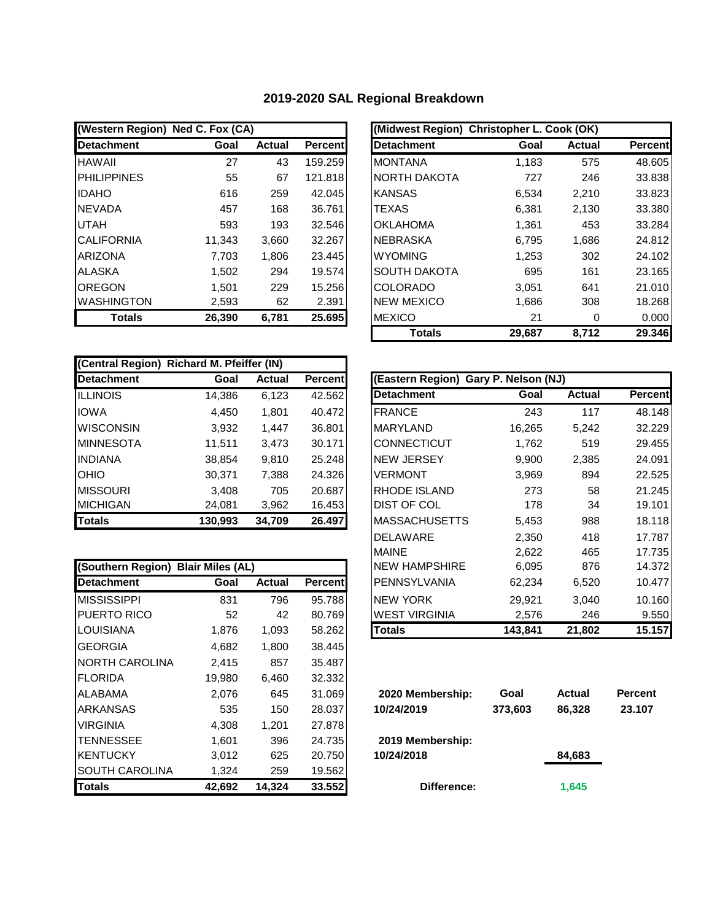# 2019-2020 SAL Regional Breakdown

| (Western Region) Ned C. Fox (CA) | | | |
|---|---|---|---|
| Detachment | Goal | Actual | Percent |
| HAWAII | 27 | 43 | 159.259 |
| PHILIPPINES | 55 | 67 | 121.818 |
| IDAHO | 616 | 259 | 42.045 |
| NEVADA | 457 | 168 | 36.761 |
| UTAH | 593 | 193 | 32.546 |
| CALIFORNIA | 11,343 | 3,660 | 32.267 |
| ARIZONA | 7,703 | 1,806 | 23.445 |
| ALASKA | 1,502 | 294 | 19.574 |
| OREGON | 1,501 | 229 | 15.256 |
| WASHINGTON | 2,593 | 62 | 2.391 |
| **Totals** | **26,390** | **6,781** | **25.695** |

| (Midwest Region) Christopher L. Cook (OK) | | | |
|---|---|---|---|
| Detachment | Goal | Actual | Percent |
| MONTANA | 1,183 | 575 | 48.605 |
| NORTH DAKOTA | 727 | 246 | 33.838 |
| KANSAS | 6,534 | 2,210 | 33.823 |
| TEXAS | 6,381 | 2,130 | 33.380 |
| OKLAHOMA | 1,361 | 453 | 33.284 |
| NEBRASKA | 6,795 | 1,686 | 24.812 |
| WYOMING | 1,253 | 302 | 24.102 |
| SOUTH DAKOTA | 695 | 161 | 23.165 |
| COLORADO | 3,051 | 641 | 21.010 |
| NEW MEXICO | 1,686 | 308 | 18.268 |
| MEXICO | 21 | 0 | 0.000 |
| **Totals** | **29,687** | **8,712** | **29.346** |

| (Central Region) Richard M. Pfeiffer (IN) | | | |
|---|---|---|---|
| Detachment | Goal | Actual | Percent |
| ILLINOIS | 14,386 | 6,123 | 42.562 |
| IOWA | 4,450 | 1,801 | 40.472 |
| WISCONSIN | 3,932 | 1,447 | 36.801 |
| MINNESOTA | 11,511 | 3,473 | 30.171 |
| INDIANA | 38,854 | 9,810 | 25.248 |
| OHIO | 30,371 | 7,388 | 24.326 |
| MISSOURI | 3,408 | 705 | 20.687 |
| MICHIGAN | 24,081 | 3,962 | 16.453 |
| **Totals** | **130,993** | **34,709** | **26.497** |

| (Eastern Region) Gary P. Nelson (NJ) | | | |
|---|---|---|---|
| Detachment | Goal | Actual | Percent |
| FRANCE | 243 | 117 | 48.148 |
| MARYLAND | 16,265 | 5,242 | 32.229 |
| CONNECTICUT | 1,762 | 519 | 29.455 |
| NEW JERSEY | 9,900 | 2,385 | 24.091 |
| VERMONT | 3,969 | 894 | 22.525 |
| RHODE ISLAND | 273 | 58 | 21.245 |
| DIST OF COL | 178 | 34 | 19.101 |
| MASSACHUSETTS | 5,453 | 988 | 18.118 |
| DELAWARE | 2,350 | 418 | 17.787 |
| MAINE | 2,622 | 465 | 17.735 |
| NEW HAMPSHIRE | 6,095 | 876 | 14.372 |
| PENNSYLVANIA | 62,234 | 6,520 | 10.477 |
| NEW YORK | 29,921 | 3,040 | 10.160 |
| WEST VIRGINIA | 2,576 | 246 | 9.550 |
| **Totals** | **143,841** | **21,802** | **15.157** |

| (Southern Region) Blair Miles (AL) | | | |
|---|---|---|---|
| Detachment | Goal | Actual | Percent |
| MISSISSIPPI | 831 | 796 | 95.788 |
| PUERTO RICO | 52 | 42 | 80.769 |
| LOUISIANA | 1,876 | 1,093 | 58.262 |
| GEORGIA | 4,682 | 1,800 | 38.445 |
| NORTH CAROLINA | 2,415 | 857 | 35.487 |
| FLORIDA | 19,980 | 6,460 | 32.332 |
| ALABAMA | 2,076 | 645 | 31.069 |
| ARKANSAS | 535 | 150 | 28.037 |
| VIRGINIA | 4,308 | 1,201 | 27.878 |
| TENNESSEE | 1,601 | 396 | 24.735 |
| KENTUCKY | 3,012 | 625 | 20.750 |
| SOUTH CAROLINA | 1,324 | 259 | 19.562 |
| **Totals** | **42,692** | **14,324** | **33.552** |

| 2020 Membership: | Goal | Actual | Percent |
|---|---|---|---|
| 10/24/2019 | 373,603 | 86,328 | 23.107 |
| **2019 Membership:** | | | |
| 10/24/2018 | | 84,683 | |
| **Difference:** | | 1,645 | |